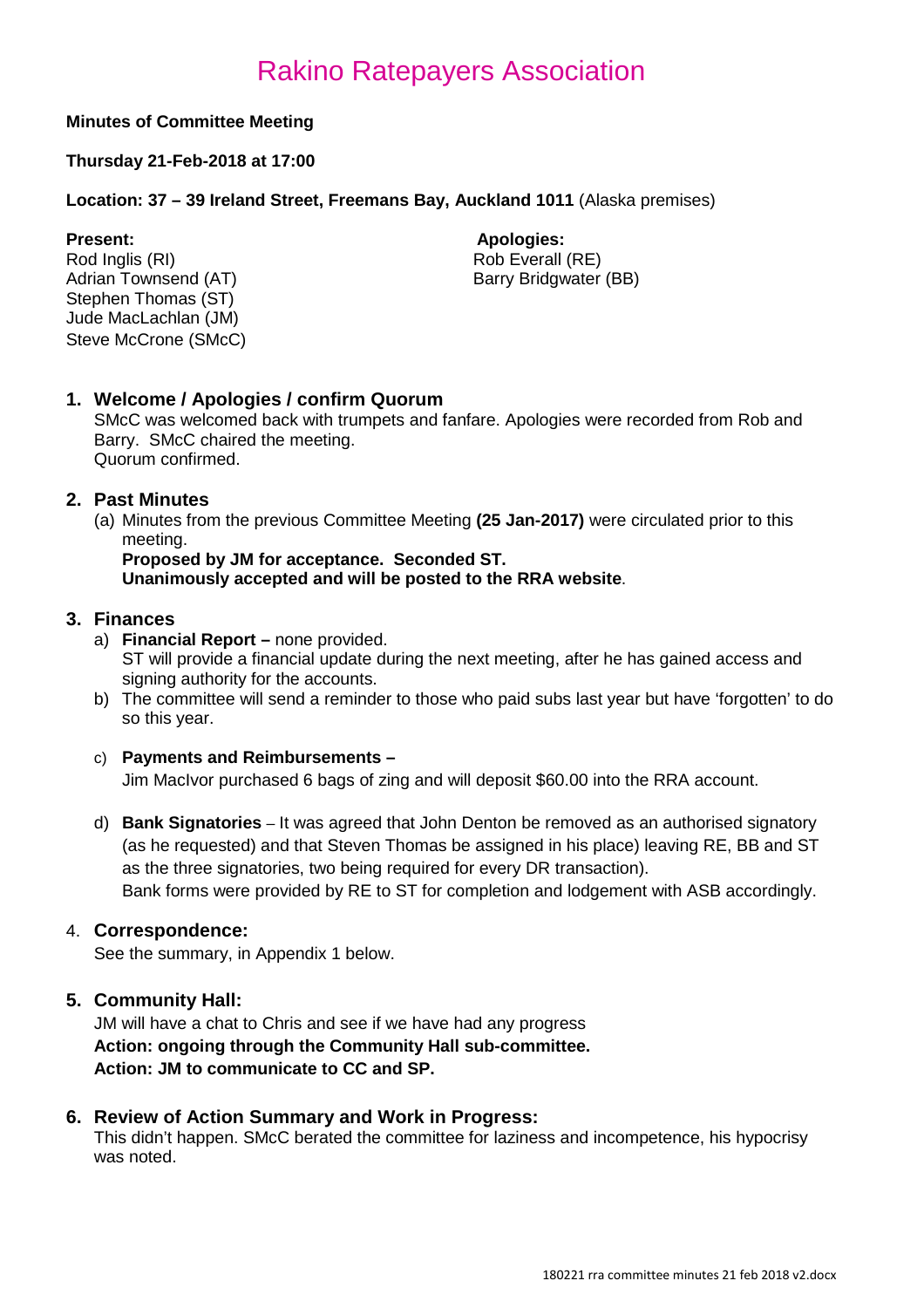# Rakino Ratepayers Association

**Minutes of Committee Meeting**

**Thursday 21-Feb-2018 at 17:00**

**Location: 37 – 39 Ireland Street, Freemans Bay, Auckland 1011** (Alaska premises)

**Present:**
Rod Inglis (RI)
Adrian Townsend (AT)
Stephen Thomas (ST)
Jude MacLachlan (JM)
Steve McCrone (SMcC)

**Apologies:**
Rob Everall (RE)
Barry Bridgwater (BB)

## 1. Welcome / Apologies / confirm Quorum

SMcC was welcomed back with trumpets and fanfare. Apologies were recorded from Rob and Barry. SMcC chaired the meeting.
Quorum confirmed.

## 2. Past Minutes

(a) Minutes from the previous Committee Meeting **(25 Jan-2017)** were circulated prior to this meeting.
**Proposed by JM for acceptance. Seconded ST.**
**Unanimously accepted and will be posted to the RRA website**.

## 3. Finances

a) **Financial Report –** none provided.
ST will provide a financial update during the next meeting, after he has gained access and signing authority for the accounts.

b) The committee will send a reminder to those who paid subs last year but have 'forgotten' to do so this year.

c) **Payments and Reimbursements –**
Jim MacIvor purchased 6 bags of zing and will deposit $60.00 into the RRA account.

d) **Bank Signatories** – It was agreed that John Denton be removed as an authorised signatory (as he requested) and that Steven Thomas be assigned in his place) leaving RE, BB and ST as the three signatories, two being required for every DR transaction).
Bank forms were provided by RE to ST for completion and lodgement with ASB accordingly.

## 4. Correspondence:

See the summary, in Appendix 1 below.

## 5. Community Hall:

JM will have a chat to Chris and see if we have had any progress
**Action: ongoing through the Community Hall sub-committee.**
**Action: JM to communicate to CC and SP.**

## 6. Review of Action Summary and Work in Progress:

This didn't happen. SMcC berated the committee for laziness and incompetence, his hypocrisy was noted.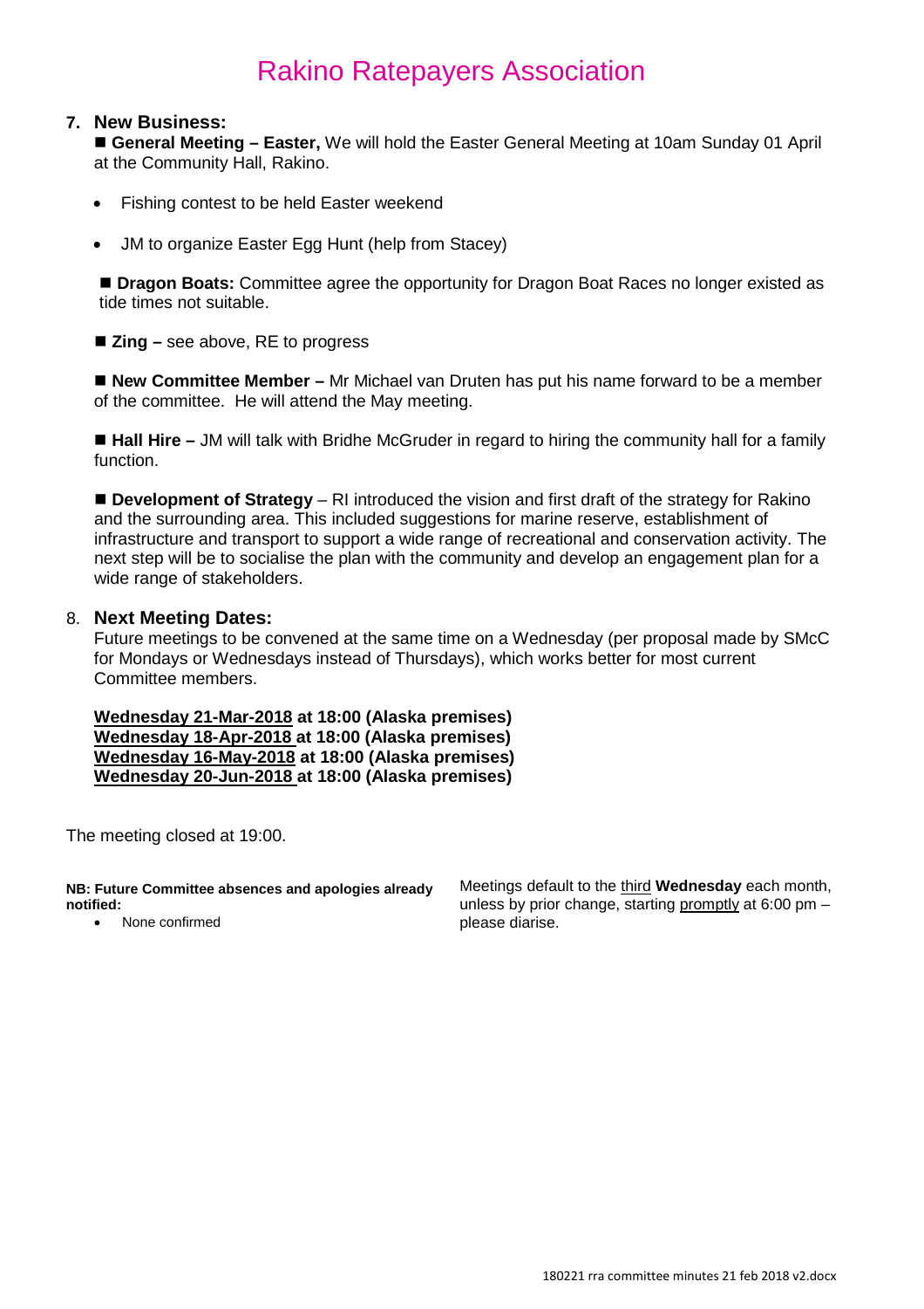# Rakino Ratepayers Association

## 7. New Business:

■ **General Meeting – Easter,** We will hold the Easter General Meeting at 10am Sunday 01 April at the Community Hall, Rakino.

- Fishing contest to be held Easter weekend
- JM to organize Easter Egg Hunt (help from Stacey)

■ **Dragon Boats:** Committee agree the opportunity for Dragon Boat Races no longer existed as tide times not suitable.

■ **Zing –** see above, RE to progress

■ **New Committee Member –** Mr Michael van Druten has put his name forward to be a member of the committee. He will attend the May meeting.

■ **Hall Hire –** JM will talk with Bridhe McGruder in regard to hiring the community hall for a family function.

■ **Development of Strategy** – RI introduced the vision and first draft of the strategy for Rakino and the surrounding area. This included suggestions for marine reserve, establishment of infrastructure and transport to support a wide range of recreational and conservation activity. The next step will be to socialise the plan with the community and develop an engagement plan for a wide range of stakeholders.

## 8. Next Meeting Dates:

Future meetings to be convened at the same time on a Wednesday (per proposal made by SMcC for Mondays or Wednesdays instead of Thursdays), which works better for most current Committee members.

**Wednesday 21-Mar-2018 at 18:00 (Alaska premises)**
**Wednesday 18-Apr-2018 at 18:00 (Alaska premises)**
**Wednesday 16-May-2018 at 18:00 (Alaska premises)**
**Wednesday 20-Jun-2018 at 18:00 (Alaska premises)**

The meeting closed at 19:00.

**NB: Future Committee absences and apologies already notified:**

- None confirmed

Meetings default to the third **Wednesday** each month, unless by prior change, starting promptly at 6:00 pm – please diarise.